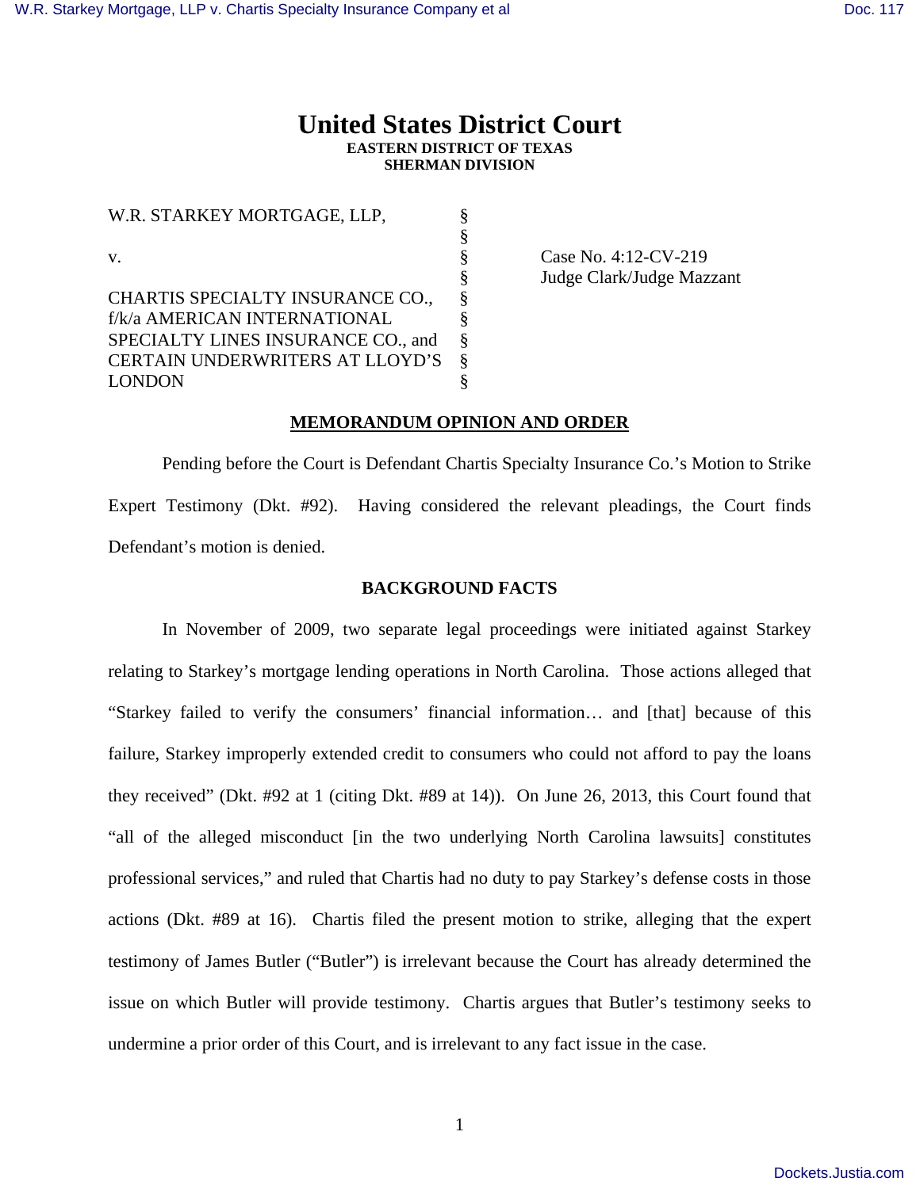# United States District Court

**EASTERN DISTRICT OF TEXAS**
**SHERMAN DIVISION**

| | | |
|---|---|---|
| W.R. STARKEY MORTGAGE, LLP, | § | |
| | § | |
| v. | § | Case No. 4:12-CV-219 |
| | § | Judge Clark/Judge Mazzant |
| CHARTIS SPECIALTY INSURANCE CO., f/k/a AMERICAN INTERNATIONAL SPECIALTY LINES INSURANCE CO., and CERTAIN UNDERWRITERS AT LLOYD'S LONDON | § | |

**MEMORANDUM OPINION AND ORDER**

Pending before the Court is Defendant Chartis Specialty Insurance Co.'s Motion to Strike Expert Testimony (Dkt. #92). Having considered the relevant pleadings, the Court finds Defendant's motion is denied.

**BACKGROUND FACTS**

In November of 2009, two separate legal proceedings were initiated against Starkey relating to Starkey's mortgage lending operations in North Carolina. Those actions alleged that "Starkey failed to verify the consumers' financial information… and [that] because of this failure, Starkey improperly extended credit to consumers who could not afford to pay the loans they received" (Dkt. #92 at 1 (citing Dkt. #89 at 14)). On June 26, 2013, this Court found that "all of the alleged misconduct [in the two underlying North Carolina lawsuits] constitutes professional services," and ruled that Chartis had no duty to pay Starkey's defense costs in those actions (Dkt. #89 at 16). Chartis filed the present motion to strike, alleging that the expert testimony of James Butler ("Butler") is irrelevant because the Court has already determined the issue on which Butler will provide testimony. Chartis argues that Butler's testimony seeks to undermine a prior order of this Court, and is irrelevant to any fact issue in the case.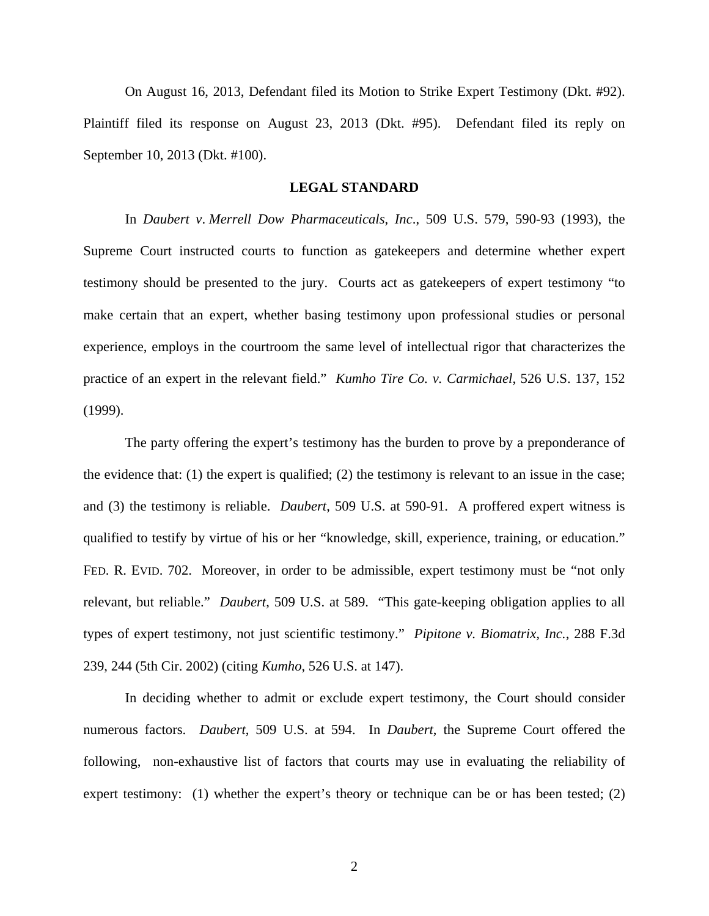On August 16, 2013, Defendant filed its Motion to Strike Expert Testimony (Dkt. #92). Plaintiff filed its response on August 23, 2013 (Dkt. #95). Defendant filed its reply on September 10, 2013 (Dkt. #100).

## LEGAL STANDARD

In *Daubert v. Merrell Dow Pharmaceuticals, Inc.*, 509 U.S. 579, 590-93 (1993), the Supreme Court instructed courts to function as gatekeepers and determine whether expert testimony should be presented to the jury. Courts act as gatekeepers of expert testimony "to make certain that an expert, whether basing testimony upon professional studies or personal experience, employs in the courtroom the same level of intellectual rigor that characterizes the practice of an expert in the relevant field." *Kumho Tire Co. v. Carmichael*, 526 U.S. 137, 152 (1999).

The party offering the expert's testimony has the burden to prove by a preponderance of the evidence that: (1) the expert is qualified; (2) the testimony is relevant to an issue in the case; and (3) the testimony is reliable. *Daubert*, 509 U.S. at 590-91. A proffered expert witness is qualified to testify by virtue of his or her "knowledge, skill, experience, training, or education." FED. R. EVID. 702. Moreover, in order to be admissible, expert testimony must be "not only relevant, but reliable." *Daubert*, 509 U.S. at 589. "This gate-keeping obligation applies to all types of expert testimony, not just scientific testimony." *Pipitone v. Biomatrix, Inc.*, 288 F.3d 239, 244 (5th Cir. 2002) (citing *Kumho*, 526 U.S. at 147).

In deciding whether to admit or exclude expert testimony, the Court should consider numerous factors. *Daubert*, 509 U.S. at 594. In *Daubert*, the Supreme Court offered the following, non-exhaustive list of factors that courts may use in evaluating the reliability of expert testimony: (1) whether the expert's theory or technique can be or has been tested; (2)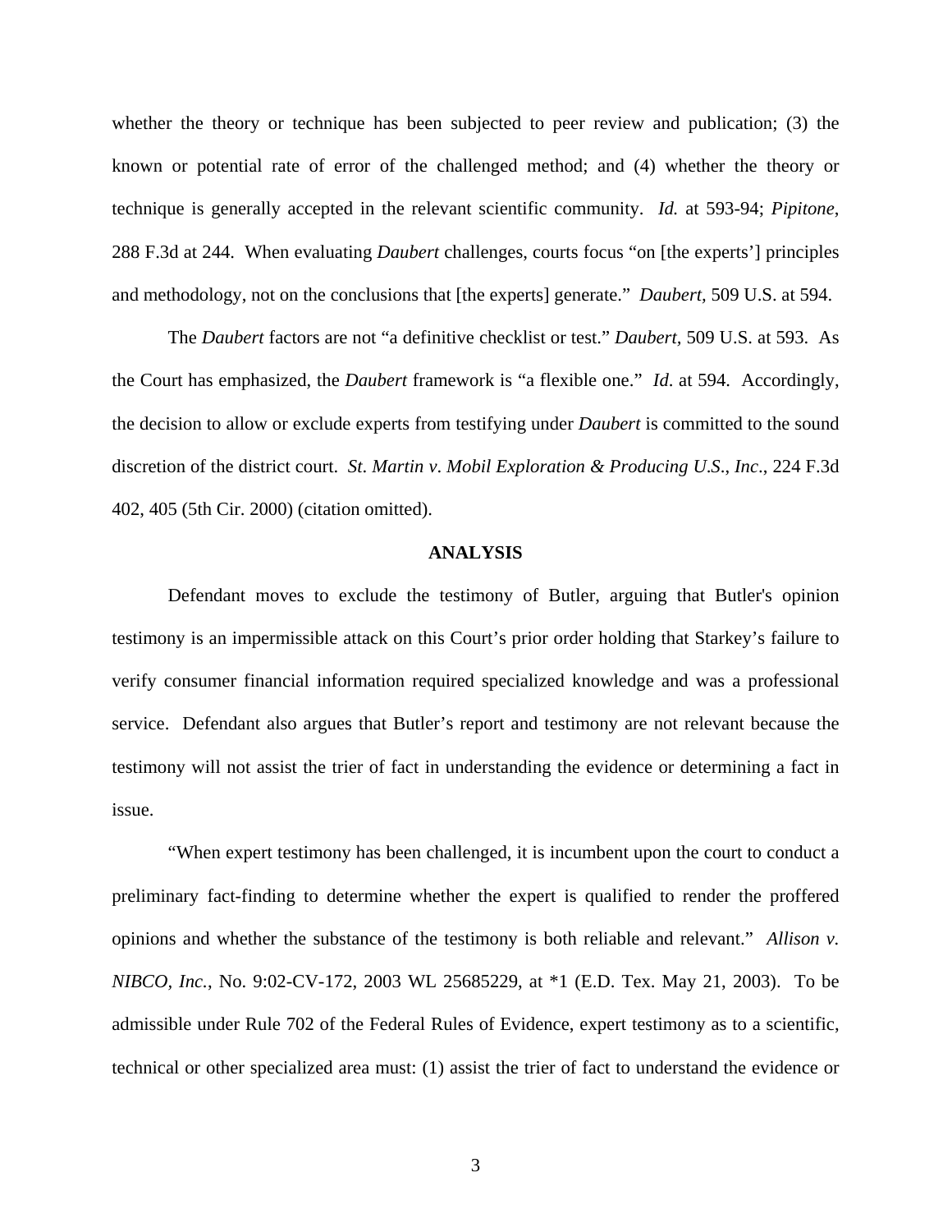whether the theory or technique has been subjected to peer review and publication; (3) the known or potential rate of error of the challenged method; and (4) whether the theory or technique is generally accepted in the relevant scientific community. *Id.* at 593-94; *Pipitone*, 288 F.3d at 244. When evaluating *Daubert* challenges, courts focus "on [the experts'] principles and methodology, not on the conclusions that [the experts] generate." *Daubert,* 509 U.S. at 594.

The *Daubert* factors are not "a definitive checklist or test." *Daubert,* 509 U.S. at 593. As the Court has emphasized, the *Daubert* framework is "a flexible one." *Id*. at 594. Accordingly, the decision to allow or exclude experts from testifying under *Daubert* is committed to the sound discretion of the district court. *St. Martin v. Mobil Exploration & Producing U.S., Inc.*, 224 F.3d 402, 405 (5th Cir. 2000) (citation omitted).

**ANALYSIS**

Defendant moves to exclude the testimony of Butler, arguing that Butler's opinion testimony is an impermissible attack on this Court's prior order holding that Starkey's failure to verify consumer financial information required specialized knowledge and was a professional service. Defendant also argues that Butler's report and testimony are not relevant because the testimony will not assist the trier of fact in understanding the evidence or determining a fact in issue.

"When expert testimony has been challenged, it is incumbent upon the court to conduct a preliminary fact-finding to determine whether the expert is qualified to render the proffered opinions and whether the substance of the testimony is both reliable and relevant." *Allison v. NIBCO, Inc.*, No. 9:02-CV-172, 2003 WL 25685229, at *1 (E.D. Tex. May 21, 2003). To be admissible under Rule 702 of the Federal Rules of Evidence, expert testimony as to a scientific, technical or other specialized area must: (1) assist the trier of fact to understand the evidence or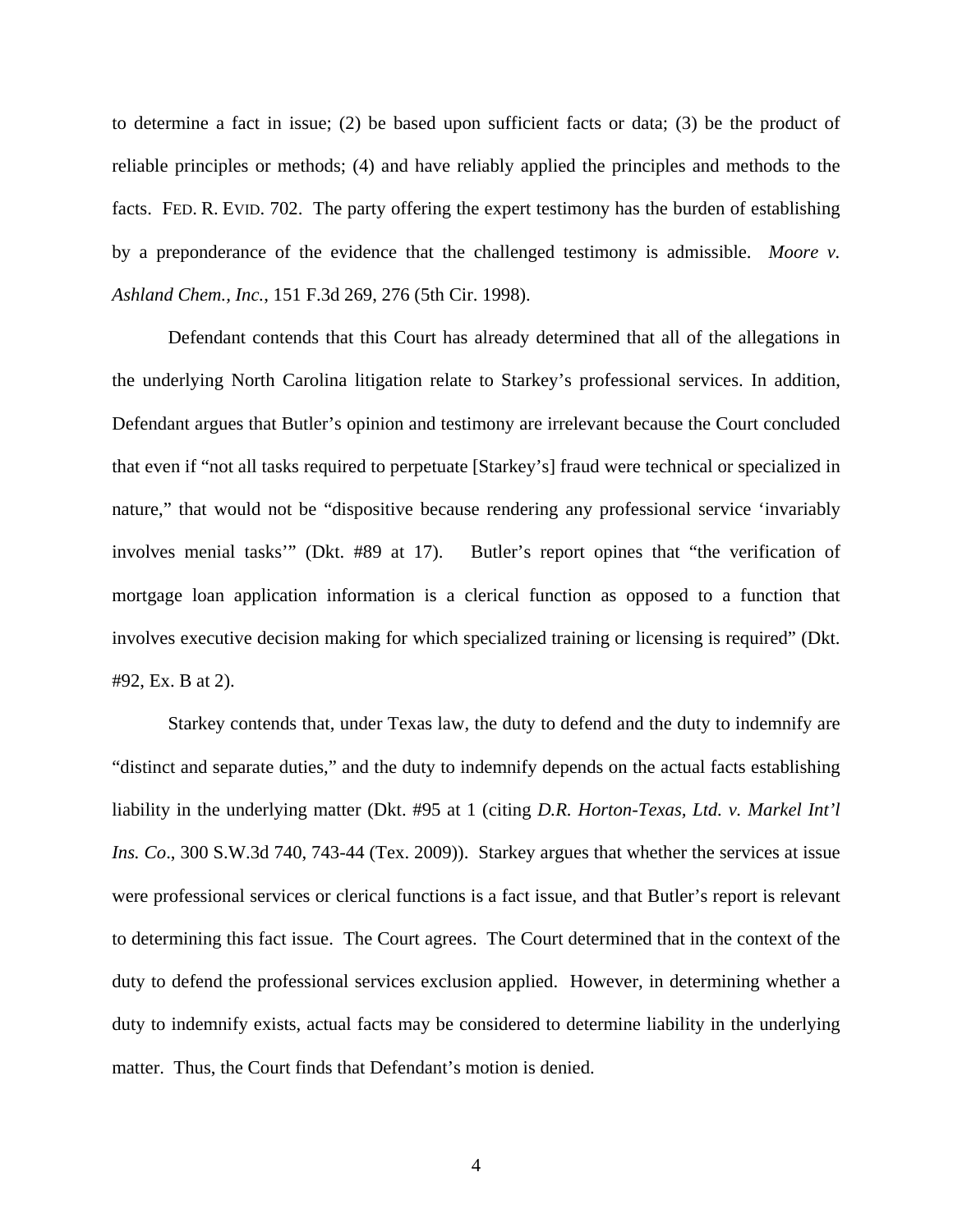to determine a fact in issue; (2) be based upon sufficient facts or data; (3) be the product of reliable principles or methods; (4) and have reliably applied the principles and methods to the facts. FED. R. EVID. 702. The party offering the expert testimony has the burden of establishing by a preponderance of the evidence that the challenged testimony is admissible. *Moore v. Ashland Chem., Inc.*, 151 F.3d 269, 276 (5th Cir. 1998).

Defendant contends that this Court has already determined that all of the allegations in the underlying North Carolina litigation relate to Starkey's professional services. In addition, Defendant argues that Butler's opinion and testimony are irrelevant because the Court concluded that even if "not all tasks required to perpetuate [Starkey's] fraud were technical or specialized in nature," that would not be "dispositive because rendering any professional service 'invariably involves menial tasks'" (Dkt. #89 at 17). Butler's report opines that "the verification of mortgage loan application information is a clerical function as opposed to a function that involves executive decision making for which specialized training or licensing is required" (Dkt. #92, Ex. B at 2).

Starkey contends that, under Texas law, the duty to defend and the duty to indemnify are "distinct and separate duties," and the duty to indemnify depends on the actual facts establishing liability in the underlying matter (Dkt. #95 at 1 (citing *D.R. Horton-Texas, Ltd. v. Markel Int'l Ins. Co*., 300 S.W.3d 740, 743-44 (Tex. 2009)). Starkey argues that whether the services at issue were professional services or clerical functions is a fact issue, and that Butler's report is relevant to determining this fact issue. The Court agrees. The Court determined that in the context of the duty to defend the professional services exclusion applied. However, in determining whether a duty to indemnify exists, actual facts may be considered to determine liability in the underlying matter. Thus, the Court finds that Defendant's motion is denied.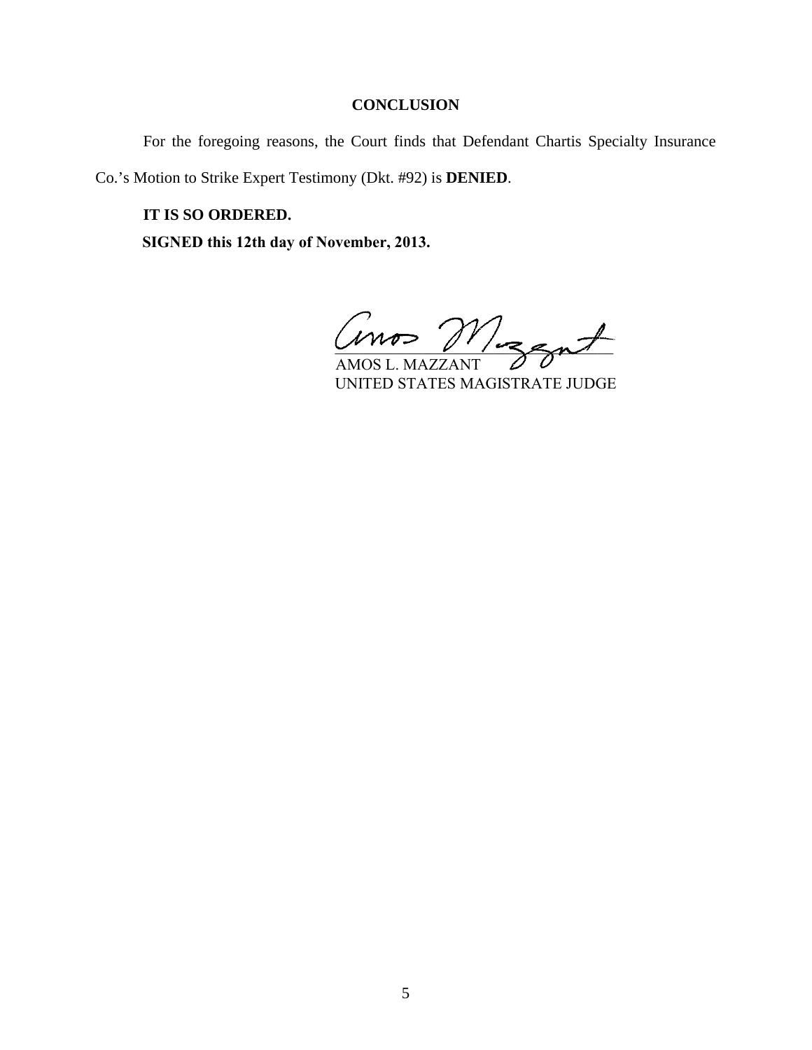## CONCLUSION

For the foregoing reasons, the Court finds that Defendant Chartis Specialty Insurance Co.'s Motion to Strike Expert Testimony (Dkt. #92) is **DENIED**.

**IT IS SO ORDERED.**

**SIGNED this 12th day of November, 2013.**

AMOS L. MAZZANT
UNITED STATES MAGISTRATE JUDGE